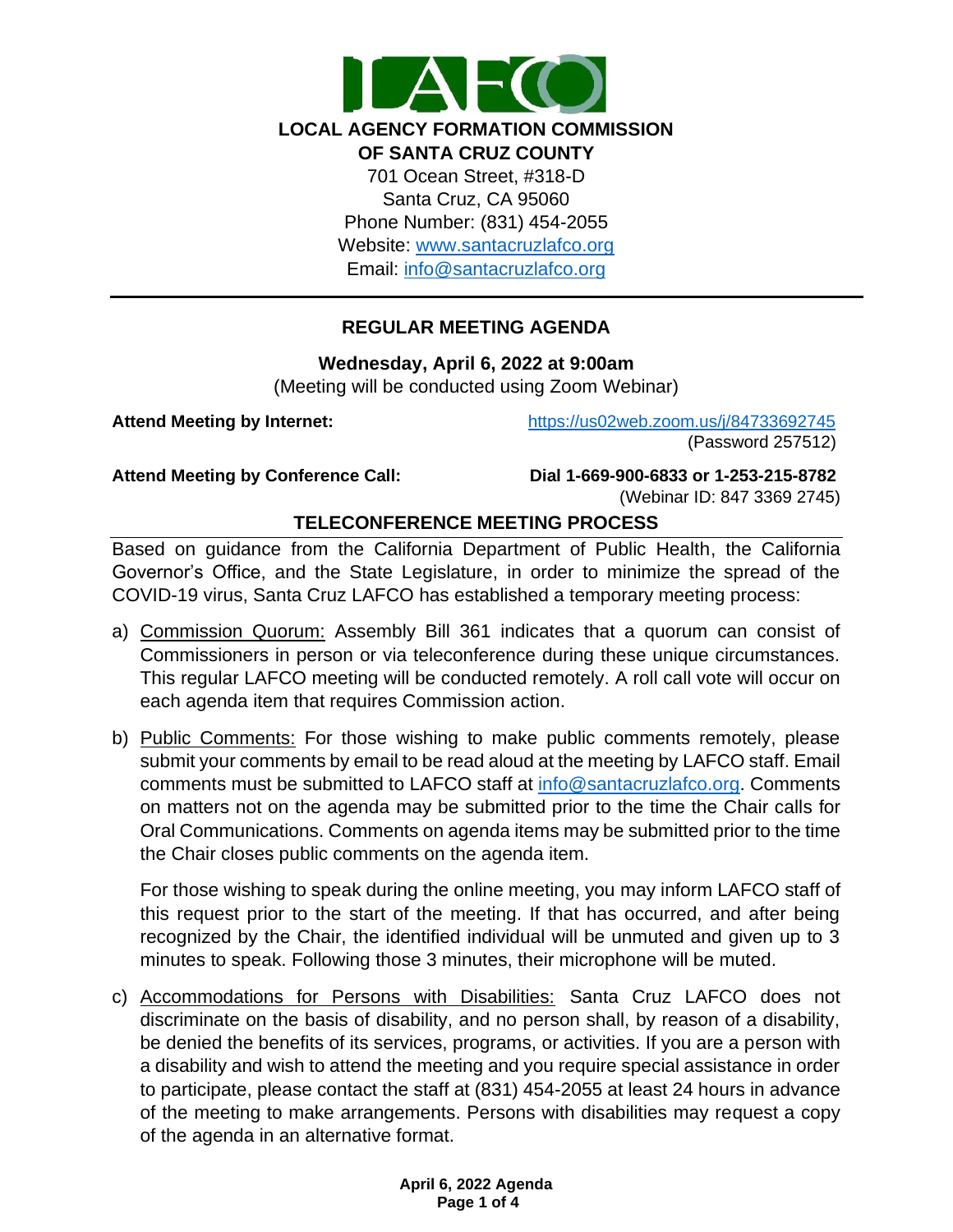**LOCAL AGENCY FORMATION COMMISSION**
**OF SANTA CRUZ COUNTY**

701 Ocean Street, #318-D
Santa Cruz, CA 95060
Phone Number: (831) 454-2055
Website: www.santacruzlafco.org
Email: info@santacruzlafco.org

---

## REGULAR MEETING AGENDA

**Wednesday, April 6, 2022 at 9:00am**
(Meeting will be conducted using Zoom Webinar)

**Attend Meeting by Internet:** https://us02web.zoom.us/j/84733692745 (Password 257512)

**Attend Meeting by Conference Call:** **Dial 1-669-900-6833 or 1-253-215-8782** (Webinar ID: 847 3369 2745)

### TELECONFERENCE MEETING PROCESS

Based on guidance from the California Department of Public Health, the California Governor's Office, and the State Legislature, in order to minimize the spread of the COVID-19 virus, Santa Cruz LAFCO has established a temporary meeting process:

a) Commission Quorum: Assembly Bill 361 indicates that a quorum can consist of Commissioners in person or via teleconference during these unique circumstances. This regular LAFCO meeting will be conducted remotely. A roll call vote will occur on each agenda item that requires Commission action.

b) Public Comments: For those wishing to make public comments remotely, please submit your comments by email to be read aloud at the meeting by LAFCO staff. Email comments must be submitted to LAFCO staff at info@santacruzlafco.org. Comments on matters not on the agenda may be submitted prior to the time the Chair calls for Oral Communications. Comments on agenda items may be submitted prior to the time the Chair closes public comments on the agenda item.

   For those wishing to speak during the online meeting, you may inform LAFCO staff of this request prior to the start of the meeting. If that has occurred, and after being recognized by the Chair, the identified individual will be unmuted and given up to 3 minutes to speak. Following those 3 minutes, their microphone will be muted.

c) Accommodations for Persons with Disabilities: Santa Cruz LAFCO does not discriminate on the basis of disability, and no person shall, by reason of a disability, be denied the benefits of its services, programs, or activities. If you are a person with a disability and wish to attend the meeting and you require special assistance in order to participate, please contact the staff at (831) 454-2055 at least 24 hours in advance of the meeting to make arrangements. Persons with disabilities may request a copy of the agenda in an alternative format.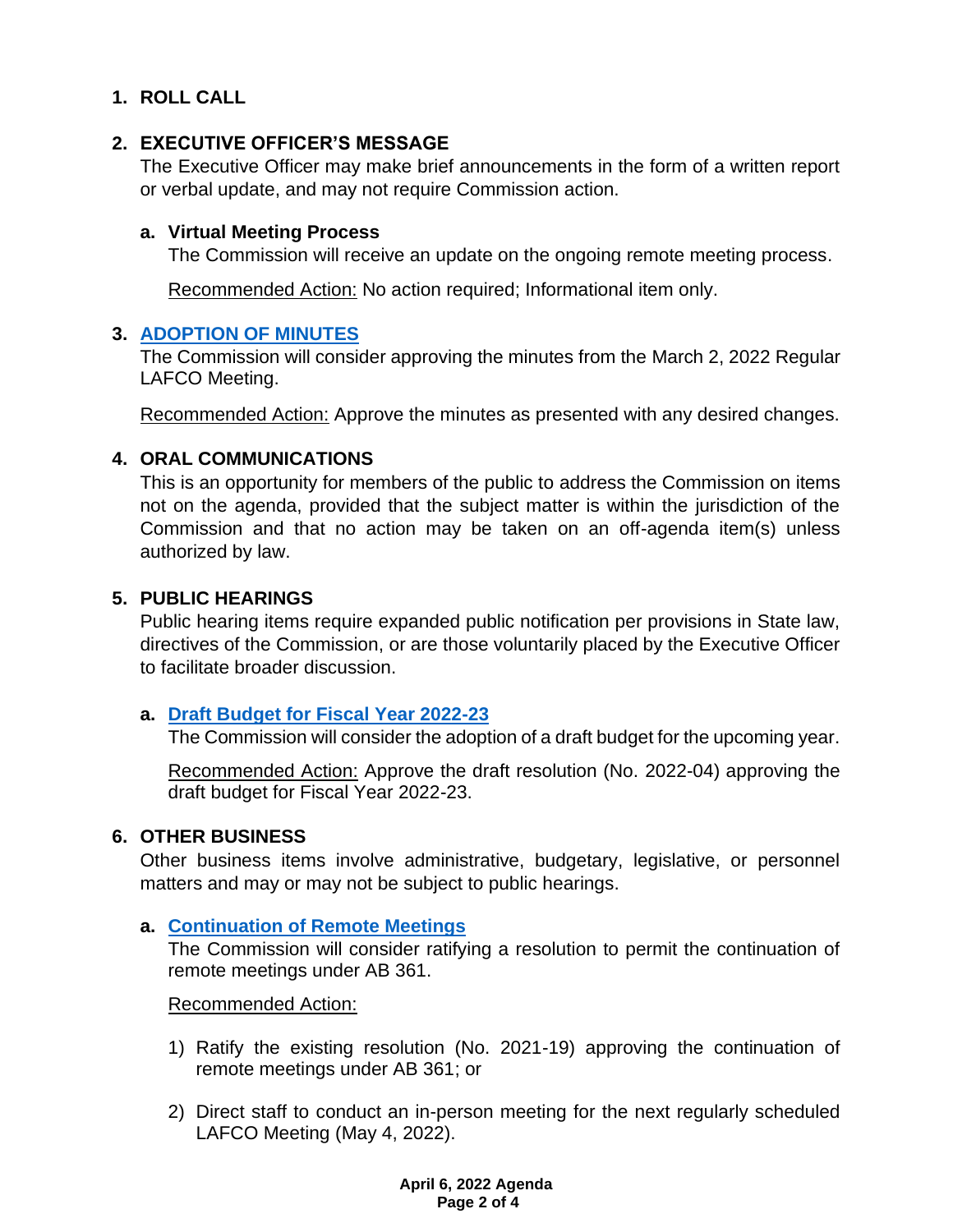## 1. ROLL CALL

## 2. EXECUTIVE OFFICER'S MESSAGE

The Executive Officer may make brief announcements in the form of a written report or verbal update, and may not require Commission action.

### a. Virtual Meeting Process

The Commission will receive an update on the ongoing remote meeting process.

Recommended Action: No action required; Informational item only.

## 3. ADOPTION OF MINUTES

The Commission will consider approving the minutes from the March 2, 2022 Regular LAFCO Meeting.

Recommended Action: Approve the minutes as presented with any desired changes.

## 4. ORAL COMMUNICATIONS

This is an opportunity for members of the public to address the Commission on items not on the agenda, provided that the subject matter is within the jurisdiction of the Commission and that no action may be taken on an off-agenda item(s) unless authorized by law.

## 5. PUBLIC HEARINGS

Public hearing items require expanded public notification per provisions in State law, directives of the Commission, or are those voluntarily placed by the Executive Officer to facilitate broader discussion.

### a. Draft Budget for Fiscal Year 2022-23

The Commission will consider the adoption of a draft budget for the upcoming year.

Recommended Action: Approve the draft resolution (No. 2022-04) approving the draft budget for Fiscal Year 2022-23.

## 6. OTHER BUSINESS

Other business items involve administrative, budgetary, legislative, or personnel matters and may or may not be subject to public hearings.

### a. Continuation of Remote Meetings

The Commission will consider ratifying a resolution to permit the continuation of remote meetings under AB 361.

Recommended Action:

1) Ratify the existing resolution (No. 2021-19) approving the continuation of remote meetings under AB 361; or

2) Direct staff to conduct an in-person meeting for the next regularly scheduled LAFCO Meeting (May 4, 2022).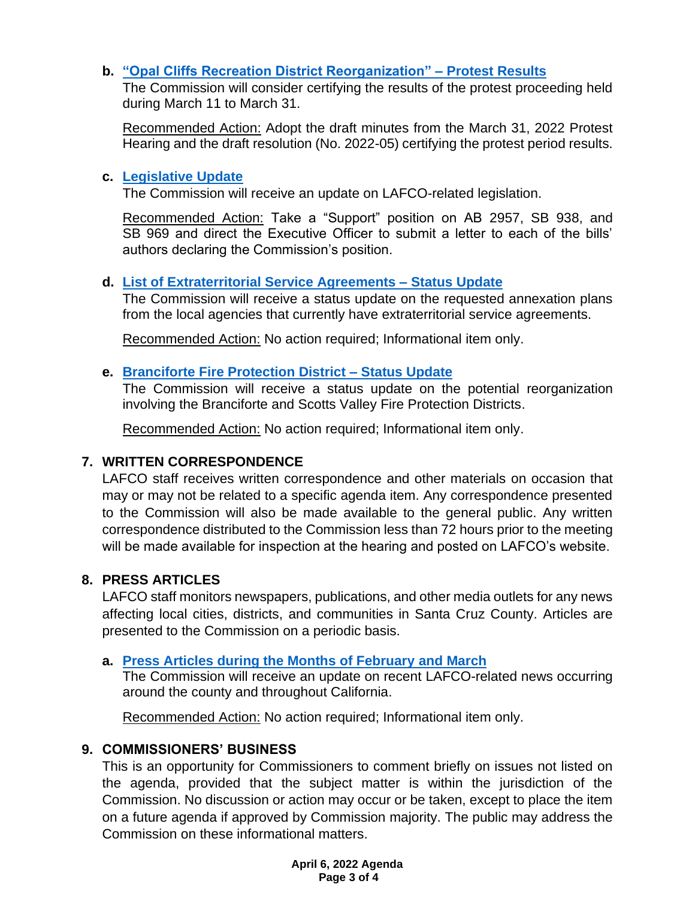**b. "Opal Cliffs Recreation District Reorganization" – Protest Results**

The Commission will consider certifying the results of the protest proceeding held during March 11 to March 31.

Recommended Action: Adopt the draft minutes from the March 31, 2022 Protest Hearing and the draft resolution (No. 2022-05) certifying the protest period results.

**c. Legislative Update**

The Commission will receive an update on LAFCO-related legislation.

Recommended Action: Take a "Support" position on AB 2957, SB 938, and SB 969 and direct the Executive Officer to submit a letter to each of the bills' authors declaring the Commission's position.

**d. List of Extraterritorial Service Agreements – Status Update**

The Commission will receive a status update on the requested annexation plans from the local agencies that currently have extraterritorial service agreements.

Recommended Action: No action required; Informational item only.

**e. Branciforte Fire Protection District – Status Update**

The Commission will receive a status update on the potential reorganization involving the Branciforte and Scotts Valley Fire Protection Districts.

Recommended Action: No action required; Informational item only.

## 7. WRITTEN CORRESPONDENCE

LAFCO staff receives written correspondence and other materials on occasion that may or may not be related to a specific agenda item. Any correspondence presented to the Commission will also be made available to the general public. Any written correspondence distributed to the Commission less than 72 hours prior to the meeting will be made available for inspection at the hearing and posted on LAFCO's website.

## 8. PRESS ARTICLES

LAFCO staff monitors newspapers, publications, and other media outlets for any news affecting local cities, districts, and communities in Santa Cruz County. Articles are presented to the Commission on a periodic basis.

**a. Press Articles during the Months of February and March**

The Commission will receive an update on recent LAFCO-related news occurring around the county and throughout California.

Recommended Action: No action required; Informational item only.

## 9. COMMISSIONERS' BUSINESS

This is an opportunity for Commissioners to comment briefly on issues not listed on the agenda, provided that the subject matter is within the jurisdiction of the Commission. No discussion or action may occur or be taken, except to place the item on a future agenda if approved by Commission majority. The public may address the Commission on these informational matters.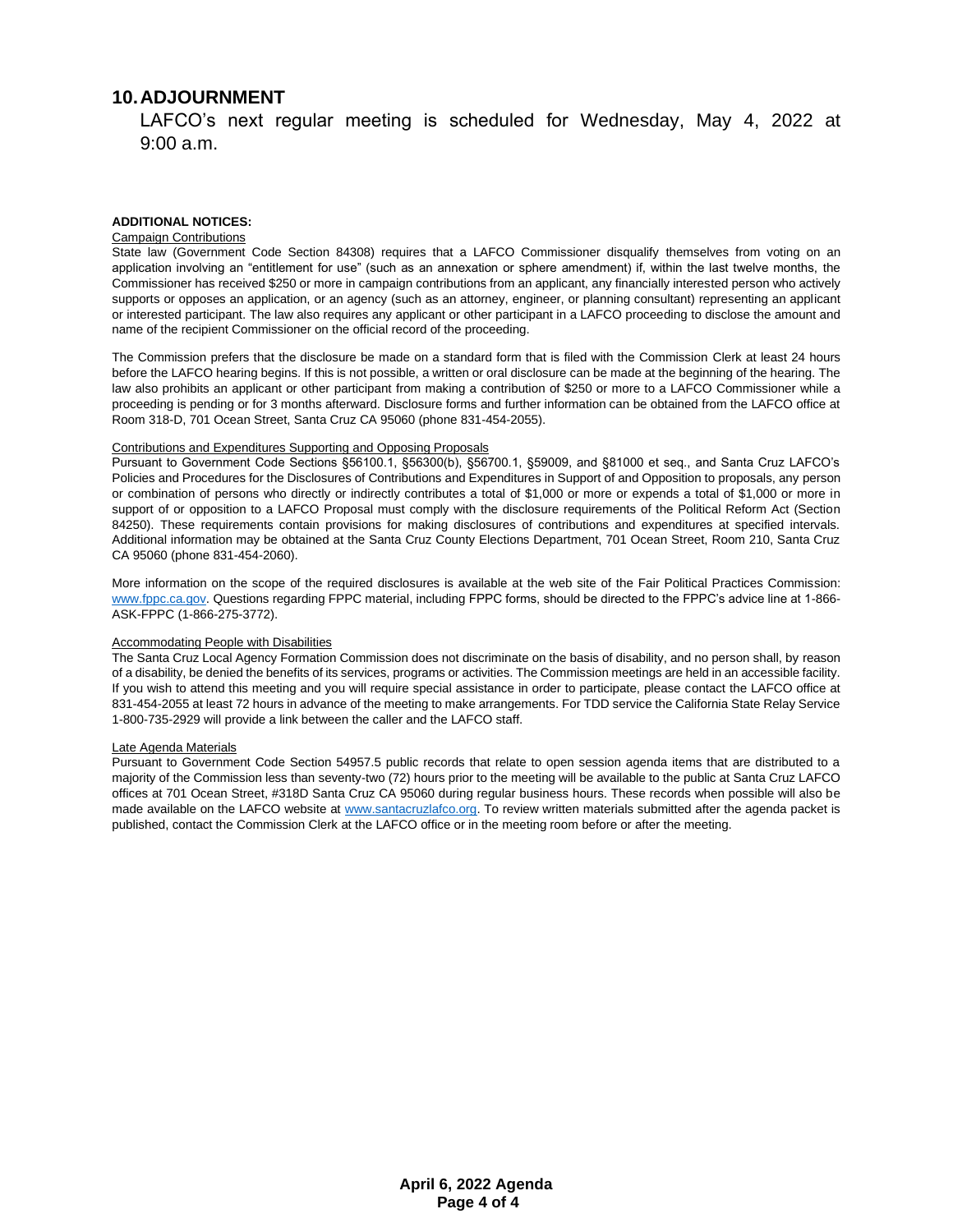## 10. ADJOURNMENT

LAFCO's next regular meeting is scheduled for Wednesday, May 4, 2022 at 9:00 a.m.

**ADDITIONAL NOTICES:**

Campaign Contributions

State law (Government Code Section 84308) requires that a LAFCO Commissioner disqualify themselves from voting on an application involving an "entitlement for use" (such as an annexation or sphere amendment) if, within the last twelve months, the Commissioner has received $250 or more in campaign contributions from an applicant, any financially interested person who actively supports or opposes an application, or an agency (such as an attorney, engineer, or planning consultant) representing an applicant or interested participant. The law also requires any applicant or other participant in a LAFCO proceeding to disclose the amount and name of the recipient Commissioner on the official record of the proceeding.

The Commission prefers that the disclosure be made on a standard form that is filed with the Commission Clerk at least 24 hours before the LAFCO hearing begins. If this is not possible, a written or oral disclosure can be made at the beginning of the hearing. The law also prohibits an applicant or other participant from making a contribution of $250 or more to a LAFCO Commissioner while a proceeding is pending or for 3 months afterward. Disclosure forms and further information can be obtained from the LAFCO office at Room 318-D, 701 Ocean Street, Santa Cruz CA 95060 (phone 831-454-2055).

Contributions and Expenditures Supporting and Opposing Proposals

Pursuant to Government Code Sections §56100.1, §56300(b), §56700.1, §59009, and §81000 et seq., and Santa Cruz LAFCO's Policies and Procedures for the Disclosures of Contributions and Expenditures in Support of and Opposition to proposals, any person or combination of persons who directly or indirectly contributes a total of $1,000 or more or expends a total of $1,000 or more in support of or opposition to a LAFCO Proposal must comply with the disclosure requirements of the Political Reform Act (Section 84250). These requirements contain provisions for making disclosures of contributions and expenditures at specified intervals. Additional information may be obtained at the Santa Cruz County Elections Department, 701 Ocean Street, Room 210, Santa Cruz CA 95060 (phone 831-454-2060).

More information on the scope of the required disclosures is available at the web site of the Fair Political Practices Commission: www.fppc.ca.gov. Questions regarding FPPC material, including FPPC forms, should be directed to the FPPC's advice line at 1-866-ASK-FPPC (1-866-275-3772).

Accommodating People with Disabilities

The Santa Cruz Local Agency Formation Commission does not discriminate on the basis of disability, and no person shall, by reason of a disability, be denied the benefits of its services, programs or activities. The Commission meetings are held in an accessible facility. If you wish to attend this meeting and you will require special assistance in order to participate, please contact the LAFCO office at 831-454-2055 at least 72 hours in advance of the meeting to make arrangements. For TDD service the California State Relay Service 1-800-735-2929 will provide a link between the caller and the LAFCO staff.

Late Agenda Materials

Pursuant to Government Code Section 54957.5 public records that relate to open session agenda items that are distributed to a majority of the Commission less than seventy-two (72) hours prior to the meeting will be available to the public at Santa Cruz LAFCO offices at 701 Ocean Street, #318D Santa Cruz CA 95060 during regular business hours. These records when possible will also be made available on the LAFCO website at www.santacruzlafco.org. To review written materials submitted after the agenda packet is published, contact the Commission Clerk at the LAFCO office or in the meeting room before or after the meeting.